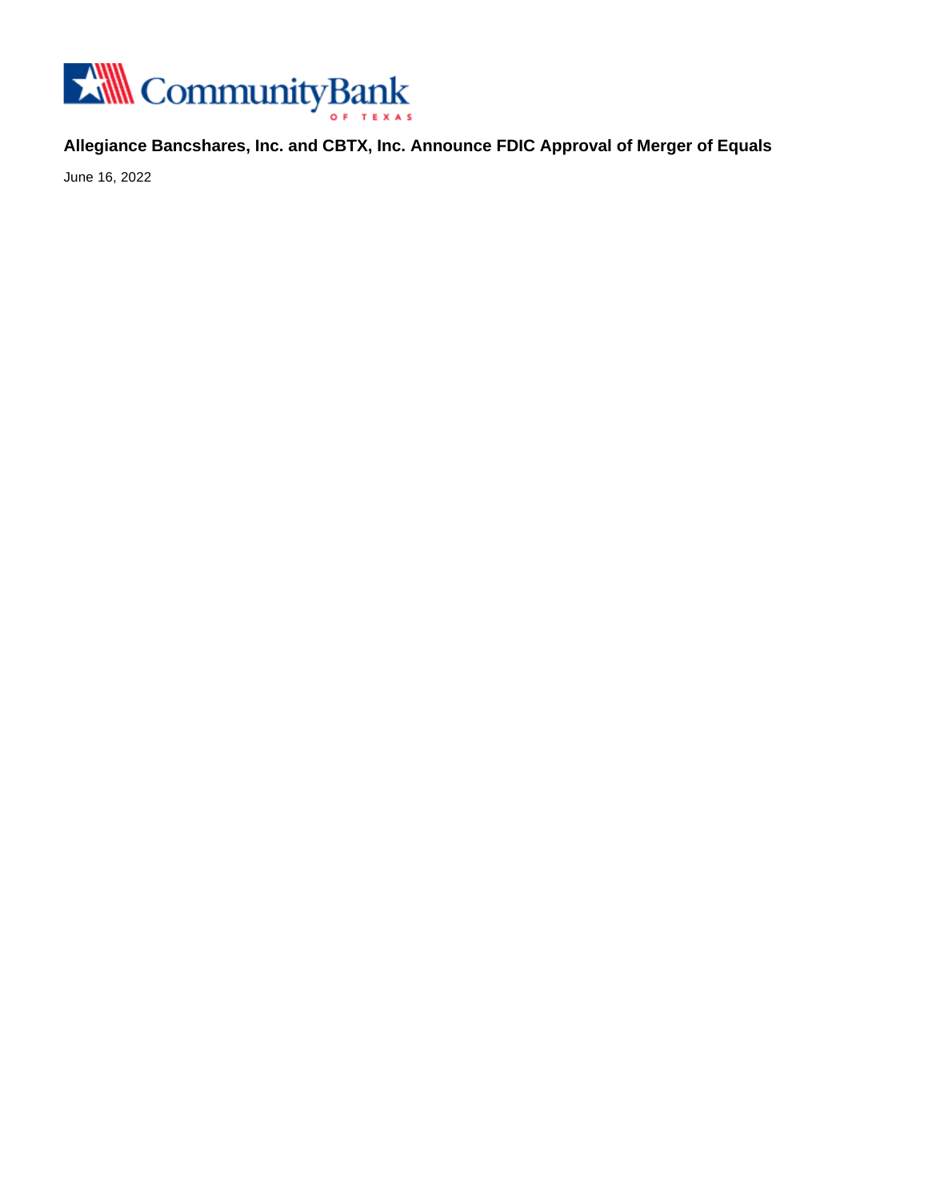# Allegiance Bancshares, Inc. and CBTX, Inc. Announce FDIC Approval of Merger of Equals

June 16, 2022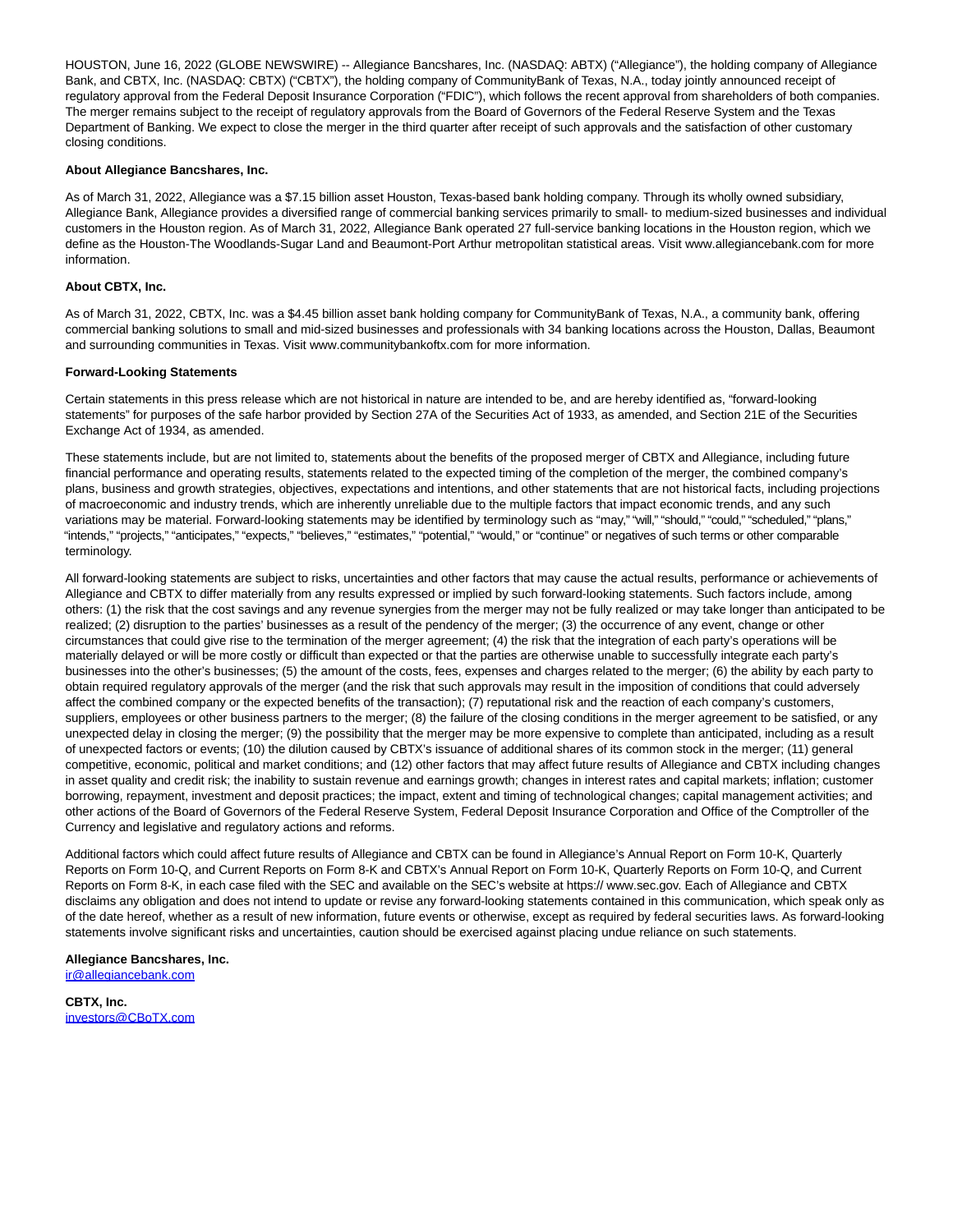HOUSTON, June 16, 2022 (GLOBE NEWSWIRE) -- Allegiance Bancshares, Inc. (NASDAQ: ABTX) ("Allegiance"), the holding company of Allegiance Bank, and CBTX, Inc. (NASDAQ: CBTX) ("CBTX"), the holding company of CommunityBank of Texas, N.A., today jointly announced receipt of regulatory approval from the Federal Deposit Insurance Corporation ("FDIC"), which follows the recent approval from shareholders of both companies. The merger remains subject to the receipt of regulatory approvals from the Board of Governors of the Federal Reserve System and the Texas Department of Banking. We expect to close the merger in the third quarter after receipt of such approvals and the satisfaction of other customary closing conditions.

**About Allegiance Bancshares, Inc.**

As of March 31, 2022, Allegiance was a $7.15 billion asset Houston, Texas-based bank holding company. Through its wholly owned subsidiary, Allegiance Bank, Allegiance provides a diversified range of commercial banking services primarily to small- to medium-sized businesses and individual customers in the Houston region. As of March 31, 2022, Allegiance Bank operated 27 full-service banking locations in the Houston region, which we define as the Houston-The Woodlands-Sugar Land and Beaumont-Port Arthur metropolitan statistical areas. Visit www.allegiancebank.com for more information.

**About CBTX, Inc.**

As of March 31, 2022, CBTX, Inc. was a $4.45 billion asset bank holding company for CommunityBank of Texas, N.A., a community bank, offering commercial banking solutions to small and mid-sized businesses and professionals with 34 banking locations across the Houston, Dallas, Beaumont and surrounding communities in Texas. Visit www.communitybankoftx.com for more information.

**Forward-Looking Statements**

Certain statements in this press release which are not historical in nature are intended to be, and are hereby identified as, "forward-looking statements" for purposes of the safe harbor provided by Section 27A of the Securities Act of 1933, as amended, and Section 21E of the Securities Exchange Act of 1934, as amended.

These statements include, but are not limited to, statements about the benefits of the proposed merger of CBTX and Allegiance, including future financial performance and operating results, statements related to the expected timing of the completion of the merger, the combined company's plans, business and growth strategies, objectives, expectations and intentions, and other statements that are not historical facts, including projections of macroeconomic and industry trends, which are inherently unreliable due to the multiple factors that impact economic trends, and any such variations may be material. Forward-looking statements may be identified by terminology such as "may," "will," "should," "could," "scheduled," "plans," "intends," "projects," "anticipates," "expects," "believes," "estimates," "potential," "would," or "continue" or negatives of such terms or other comparable terminology.

All forward-looking statements are subject to risks, uncertainties and other factors that may cause the actual results, performance or achievements of Allegiance and CBTX to differ materially from any results expressed or implied by such forward-looking statements. Such factors include, among others: (1) the risk that the cost savings and any revenue synergies from the merger may not be fully realized or may take longer than anticipated to be realized; (2) disruption to the parties' businesses as a result of the pendency of the merger; (3) the occurrence of any event, change or other circumstances that could give rise to the termination of the merger agreement; (4) the risk that the integration of each party's operations will be materially delayed or will be more costly or difficult than expected or that the parties are otherwise unable to successfully integrate each party's businesses into the other's businesses; (5) the amount of the costs, fees, expenses and charges related to the merger; (6) the ability by each party to obtain required regulatory approvals of the merger (and the risk that such approvals may result in the imposition of conditions that could adversely affect the combined company or the expected benefits of the transaction); (7) reputational risk and the reaction of each company's customers, suppliers, employees or other business partners to the merger; (8) the failure of the closing conditions in the merger agreement to be satisfied, or any unexpected delay in closing the merger; (9) the possibility that the merger may be more expensive to complete than anticipated, including as a result of unexpected factors or events; (10) the dilution caused by CBTX's issuance of additional shares of its common stock in the merger; (11) general competitive, economic, political and market conditions; and (12) other factors that may affect future results of Allegiance and CBTX including changes in asset quality and credit risk; the inability to sustain revenue and earnings growth; changes in interest rates and capital markets; inflation; customer borrowing, repayment, investment and deposit practices; the impact, extent and timing of technological changes; capital management activities; and other actions of the Board of Governors of the Federal Reserve System, Federal Deposit Insurance Corporation and Office of the Comptroller of the Currency and legislative and regulatory actions and reforms.

Additional factors which could affect future results of Allegiance and CBTX can be found in Allegiance's Annual Report on Form 10-K, Quarterly Reports on Form 10-Q, and Current Reports on Form 8-K and CBTX's Annual Report on Form 10-K, Quarterly Reports on Form 10-Q, and Current Reports on Form 8-K, in each case filed with the SEC and available on the SEC's website at https:// www.sec.gov. Each of Allegiance and CBTX disclaims any obligation and does not intend to update or revise any forward-looking statements contained in this communication, which speak only as of the date hereof, whether as a result of new information, future events or otherwise, except as required by federal securities laws. As forward-looking statements involve significant risks and uncertainties, caution should be exercised against placing undue reliance on such statements.

**Allegiance Bancshares, Inc.**
ir@allegiancebank.com

**CBTX, Inc.**
investors@CBoTX.com